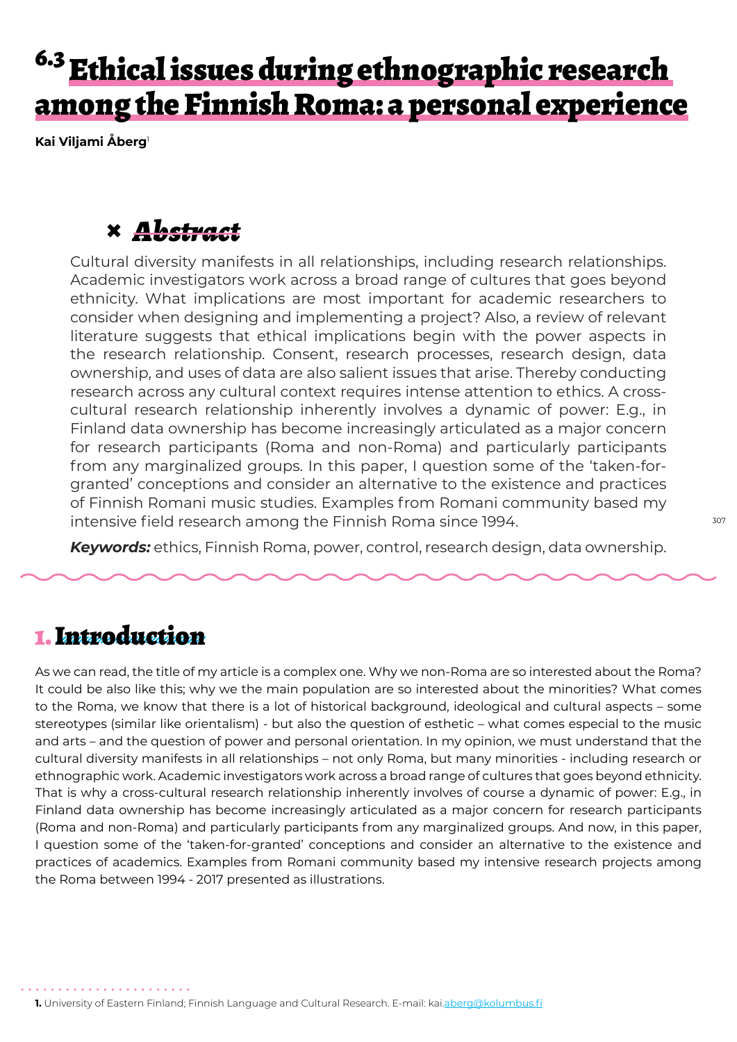# 6.3 Ethical issues during ethnographic research among the Finnish Roma: a personal experience

**Kai Viljami Åberg**[1]

## Abstract

Cultural diversity manifests in all relationships, including research relationships. Academic investigators work across a broad range of cultures that goes beyond ethnicity. What implications are most important for academic researchers to consider when designing and implementing a project? Also, a review of relevant literature suggests that ethical implications begin with the power aspects in the research relationship. Consent, research processes, research design, data ownership, and uses of data are also salient issues that arise. Thereby conducting research across any cultural context requires intense attention to ethics. A cross-cultural research relationship inherently involves a dynamic of power: E.g., in Finland data ownership has become increasingly articulated as a major concern for research participants (Roma and non-Roma) and particularly participants from any marginalized groups. In this paper, I question some of the 'taken-for-granted' conceptions and consider an alternative to the existence and practices of Finnish Romani music studies. Examples from Romani community based my intensive field research among the Finnish Roma since 1994.

***Keywords:*** ethics, Finnish Roma, power, control, research design, data ownership.

## 1. Introduction

As we can read, the title of my article is a complex one. Why we non-Roma are so interested about the Roma? It could be also like this; why we the main population are so interested about the minorities? What comes to the Roma, we know that there is a lot of historical background, ideological and cultural aspects – some stereotypes (similar like orientalism) - but also the question of esthetic – what comes especial to the music and arts – and the question of power and personal orientation. In my opinion, we must understand that the cultural diversity manifests in all relationships – not only Roma, but many minorities - including research or ethnographic work. Academic investigators work across a broad range of cultures that goes beyond ethnicity. That is why a cross-cultural research relationship inherently involves of course a dynamic of power: E.g., in Finland data ownership has become increasingly articulated as a major concern for research participants (Roma and non-Roma) and particularly participants from any marginalized groups. And now, in this paper, I question some of the 'taken-for-granted' conceptions and consider an alternative to the existence and practices of academics. Examples from Romani community based my intensive research projects among the Roma between 1994 - 2017 presented as illustrations.

---

**1.** University of Eastern Finland; Finnish Language and Cultural Research. E-mail: kai.aberg@kolumbus.fi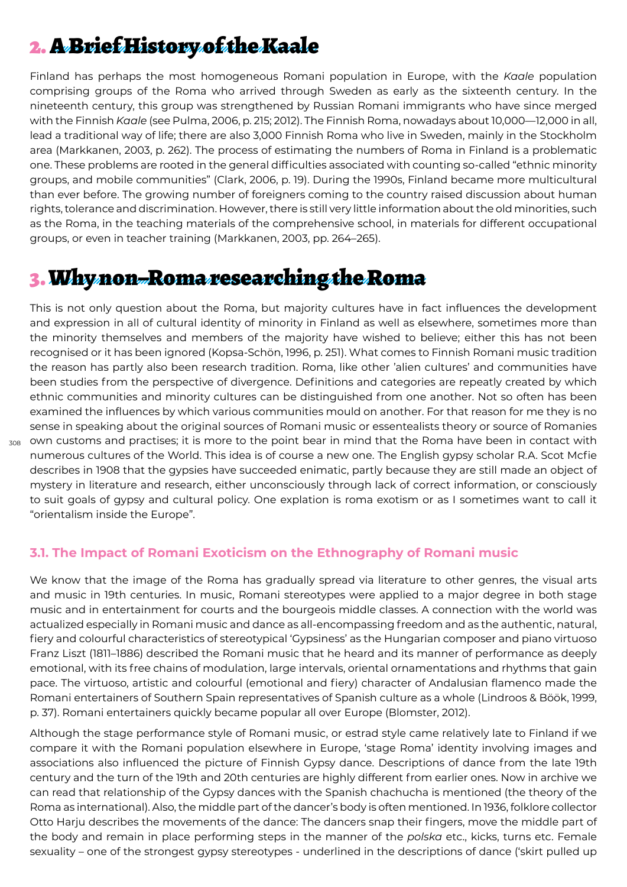# 2. A Brief History of the Kaale

Finland has perhaps the most homogeneous Romani population in Europe, with the *Kaale* population comprising groups of the Roma who arrived through Sweden as early as the sixteenth century. In the nineteenth century, this group was strengthened by Russian Romani immigrants who have since merged with the Finnish *Kaale* (see Pulma, 2006, p. 215; 2012). The Finnish Roma, nowadays about 10,000—12,000 in all, lead a traditional way of life; there are also 3,000 Finnish Roma who live in Sweden, mainly in the Stockholm area (Markkanen, 2003, p. 262). The process of estimating the numbers of Roma in Finland is a problematic one. These problems are rooted in the general difficulties associated with counting so-called "ethnic minority groups, and mobile communities" (Clark, 2006, p. 19). During the 1990s, Finland became more multicultural than ever before. The growing number of foreigners coming to the country raised discussion about human rights, tolerance and discrimination. However, there is still very little information about the old minorities, such as the Roma, in the teaching materials of the comprehensive school, in materials for different occupational groups, or even in teacher training (Markkanen, 2003, pp. 264–265).

# 3. Why non–Roma researching the Roma

This is not only question about the Roma, but majority cultures have in fact influences the development and expression in all of cultural identity of minority in Finland as well as elsewhere, sometimes more than the minority themselves and members of the majority have wished to believe; either this has not been recognised or it has been ignored (Kopsa-Schön, 1996, p. 251). What comes to Finnish Romani music tradition the reason has partly also been research tradition. Roma, like other 'alien cultures' and communities have been studies from the perspective of divergence. Definitions and categories are repeatly created by which ethnic communities and minority cultures can be distinguished from one another. Not so often has been examined the influences by which various communities mould on another. For that reason for me they is no sense in speaking about the original sources of Romani music or essentealists theory or source of Romanies own customs and practises; it is more to the point bear in mind that the Roma have been in contact with numerous cultures of the World. This idea is of course a new one. The English gypsy scholar R.A. Scot Mcfie describes in 1908 that the gypsies have succeeded enimatic, partly because they are still made an object of mystery in literature and research, either unconsciously through lack of correct information, or consciously to suit goals of gypsy and cultural policy. One explation is roma exotism or as I sometimes want to call it "orientalism inside the Europe".

### 3.1. The Impact of Romani Exoticism on the Ethnography of Romani music

We know that the image of the Roma has gradually spread via literature to other genres, the visual arts and music in 19th centuries. In music, Romani stereotypes were applied to a major degree in both stage music and in entertainment for courts and the bourgeois middle classes. A connection with the world was actualized especially in Romani music and dance as all-encompassing freedom and as the authentic, natural, fiery and colourful characteristics of stereotypical 'Gypsiness' as the Hungarian composer and piano virtuoso Franz Liszt (1811–1886) described the Romani music that he heard and its manner of performance as deeply emotional, with its free chains of modulation, large intervals, oriental ornamentations and rhythms that gain pace. The virtuoso, artistic and colourful (emotional and fiery) character of Andalusian flamenco made the Romani entertainers of Southern Spain representatives of Spanish culture as a whole (Lindroos & Böök, 1999, p. 37). Romani entertainers quickly became popular all over Europe (Blomster, 2012).

Although the stage performance style of Romani music, or estrad style came relatively late to Finland if we compare it with the Romani population elsewhere in Europe, 'stage Roma' identity involving images and associations also influenced the picture of Finnish Gypsy dance. Descriptions of dance from the late 19th century and the turn of the 19th and 20th centuries are highly different from earlier ones. Now in archive we can read that relationship of the Gypsy dances with the Spanish chachucha is mentioned (the theory of the Roma as international). Also, the middle part of the dancer's body is often mentioned. In 1936, folklore collector Otto Harju describes the movements of the dance: The dancers snap their fingers, move the middle part of the body and remain in place performing steps in the manner of the *polska* etc., kicks, turns etc. Female sexuality – one of the strongest gypsy stereotypes - underlined in the descriptions of dance ('skirt pulled up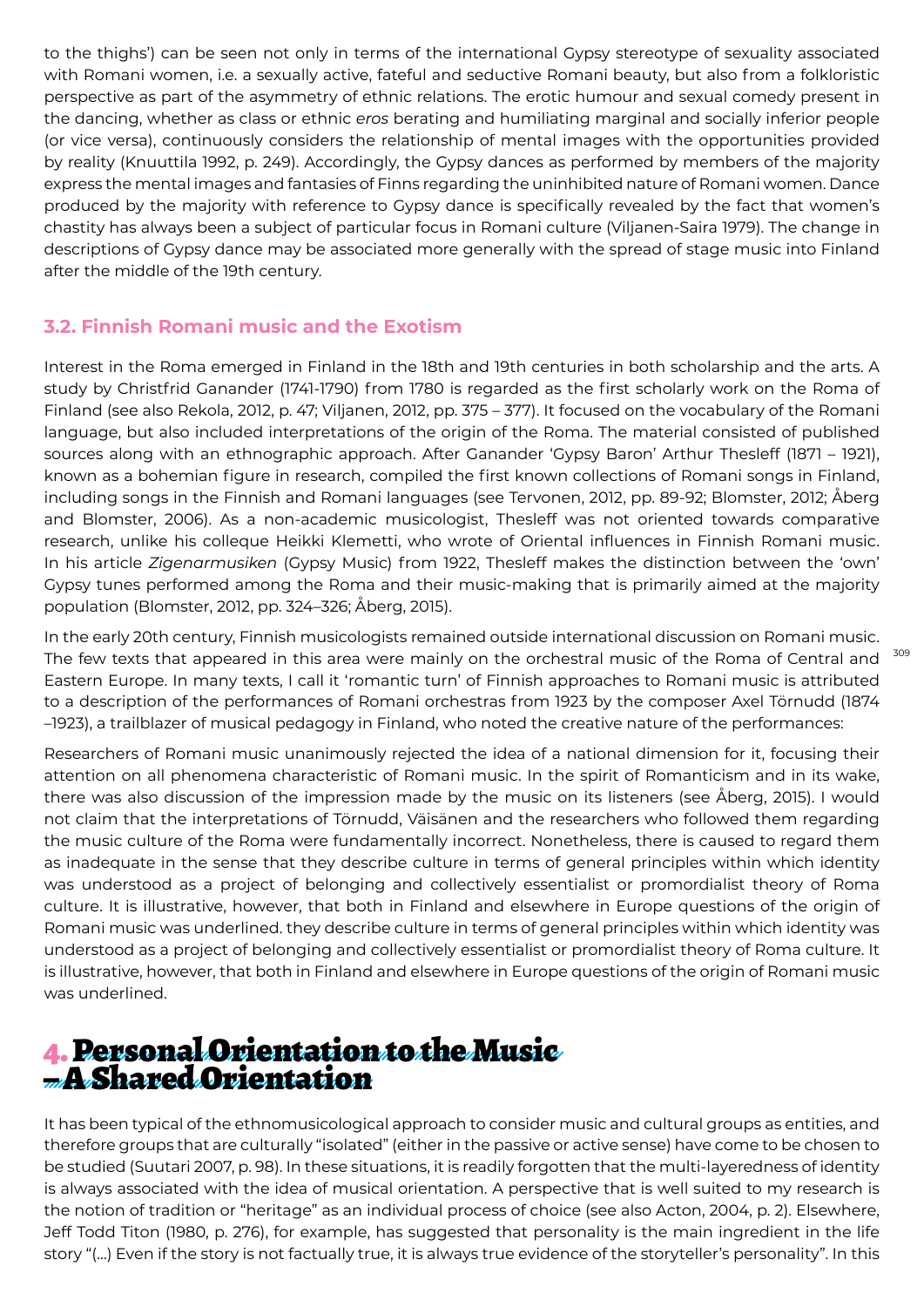to the thighs') can be seen not only in terms of the international Gypsy stereotype of sexuality associated with Romani women, i.e. a sexually active, fateful and seductive Romani beauty, but also from a folkloristic perspective as part of the asymmetry of ethnic relations. The erotic humour and sexual comedy present in the dancing, whether as class or ethnic *eros* berating and humiliating marginal and socially inferior people (or vice versa), continuously considers the relationship of mental images with the opportunities provided by reality (Knuuttila 1992, p. 249). Accordingly, the Gypsy dances as performed by members of the majority express the mental images and fantasies of Finns regarding the uninhibited nature of Romani women. Dance produced by the majority with reference to Gypsy dance is specifically revealed by the fact that women's chastity has always been a subject of particular focus in Romani culture (Viljanen-Saira 1979). The change in descriptions of Gypsy dance may be associated more generally with the spread of stage music into Finland after the middle of the 19th century.

### 3.2. Finnish Romani music and the Exotism

Interest in the Roma emerged in Finland in the 18th and 19th centuries in both scholarship and the arts. A study by Christfrid Ganander (1741-1790) from 1780 is regarded as the first scholarly work on the Roma of Finland (see also Rekola, 2012, p. 47; Viljanen, 2012, pp. 375 – 377). It focused on the vocabulary of the Romani language, but also included interpretations of the origin of the Roma. The material consisted of published sources along with an ethnographic approach. After Ganander 'Gypsy Baron' Arthur Thesleff (1871 – 1921), known as a bohemian figure in research, compiled the first known collections of Romani songs in Finland, including songs in the Finnish and Romani languages (see Tervonen, 2012, pp. 89-92; Blomster, 2012; Åberg and Blomster, 2006). As a non-academic musicologist, Thesleff was not oriented towards comparative research, unlike his colleque Heikki Klemetti, who wrote of Oriental influences in Finnish Romani music. In his article *Zigenarmusiken* (Gypsy Music) from 1922, Thesleff makes the distinction between the 'own' Gypsy tunes performed among the Roma and their music-making that is primarily aimed at the majority population (Blomster, 2012, pp. 324–326; Åberg, 2015).

In the early 20th century, Finnish musicologists remained outside international discussion on Romani music. The few texts that appeared in this area were mainly on the orchestral music of the Roma of Central and Eastern Europe. In many texts, I call it 'romantic turn' of Finnish approaches to Romani music is attributed to a description of the performances of Romani orchestras from 1923 by the composer Axel Törnudd (1874 –1923), a trailblazer of musical pedagogy in Finland, who noted the creative nature of the performances:

Researchers of Romani music unanimously rejected the idea of a national dimension for it, focusing their attention on all phenomena characteristic of Romani music. In the spirit of Romanticism and in its wake, there was also discussion of the impression made by the music on its listeners (see Åberg, 2015). I would not claim that the interpretations of Törnudd, Väisänen and the researchers who followed them regarding the music culture of the Roma were fundamentally incorrect. Nonetheless, there is caused to regard them as inadequate in the sense that they describe culture in terms of general principles within which identity was understood as a project of belonging and collectively essentialist or promordialist theory of Roma culture. It is illustrative, however, that both in Finland and elsewhere in Europe questions of the origin of Romani music was underlined. they describe culture in terms of general principles within which identity was understood as a project of belonging and collectively essentialist or promordialist theory of Roma culture. It is illustrative, however, that both in Finland and elsewhere in Europe questions of the origin of Romani music was underlined.

## 4. Personal Orientation to the Music – A Shared Orientation

It has been typical of the ethnomusicological approach to consider music and cultural groups as entities, and therefore groups that are culturally "isolated" (either in the passive or active sense) have come to be chosen to be studied (Suutari 2007, p. 98). In these situations, it is readily forgotten that the multi-layeredness of identity is always associated with the idea of musical orientation. A perspective that is well suited to my research is the notion of tradition or "heritage" as an individual process of choice (see also Acton, 2004, p. 2). Elsewhere, Jeff Todd Titon (1980, p. 276), for example, has suggested that personality is the main ingredient in the life story "(...) Even if the story is not factually true, it is always true evidence of the storyteller's personality". In this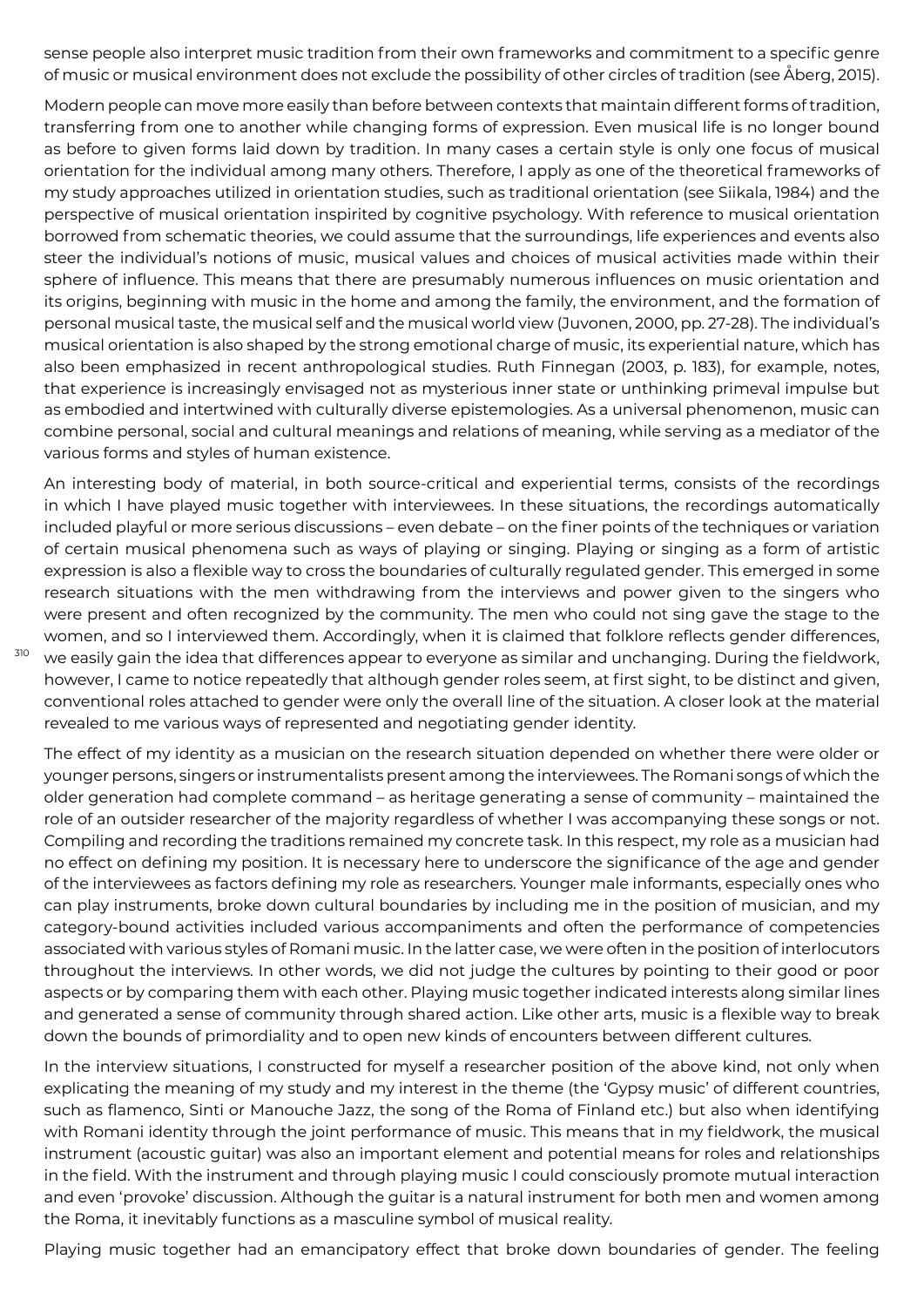sense people also interpret music tradition from their own frameworks and commitment to a specific genre of music or musical environment does not exclude the possibility of other circles of tradition (see Åberg, 2015).

Modern people can move more easily than before between contexts that maintain different forms of tradition, transferring from one to another while changing forms of expression. Even musical life is no longer bound as before to given forms laid down by tradition. In many cases a certain style is only one focus of musical orientation for the individual among many others. Therefore, I apply as one of the theoretical frameworks of my study approaches utilized in orientation studies, such as traditional orientation (see Siikala, 1984) and the perspective of musical orientation inspirited by cognitive psychology. With reference to musical orientation borrowed from schematic theories, we could assume that the surroundings, life experiences and events also steer the individual's notions of music, musical values and choices of musical activities made within their sphere of influence. This means that there are presumably numerous influences on music orientation and its origins, beginning with music in the home and among the family, the environment, and the formation of personal musical taste, the musical self and the musical world view (Juvonen, 2000, pp. 27-28). The individual's musical orientation is also shaped by the strong emotional charge of music, its experiential nature, which has also been emphasized in recent anthropological studies. Ruth Finnegan (2003, p. 183), for example, notes, that experience is increasingly envisaged not as mysterious inner state or unthinking primeval impulse but as embodied and intertwined with culturally diverse epistemologies. As a universal phenomenon, music can combine personal, social and cultural meanings and relations of meaning, while serving as a mediator of the various forms and styles of human existence.

An interesting body of material, in both source-critical and experiential terms, consists of the recordings in which I have played music together with interviewees. In these situations, the recordings automatically included playful or more serious discussions – even debate – on the finer points of the techniques or variation of certain musical phenomena such as ways of playing or singing. Playing or singing as a form of artistic expression is also a flexible way to cross the boundaries of culturally regulated gender. This emerged in some research situations with the men withdrawing from the interviews and power given to the singers who were present and often recognized by the community. The men who could not sing gave the stage to the women, and so I interviewed them. Accordingly, when it is claimed that folklore reflects gender differences, we easily gain the idea that differences appear to everyone as similar and unchanging. During the fieldwork, however, I came to notice repeatedly that although gender roles seem, at first sight, to be distinct and given, conventional roles attached to gender were only the overall line of the situation. A closer look at the material revealed to me various ways of represented and negotiating gender identity.

The effect of my identity as a musician on the research situation depended on whether there were older or younger persons, singers or instrumentalists present among the interviewees. The Romani songs of which the older generation had complete command – as heritage generating a sense of community – maintained the role of an outsider researcher of the majority regardless of whether I was accompanying these songs or not. Compiling and recording the traditions remained my concrete task. In this respect, my role as a musician had no effect on defining my position. It is necessary here to underscore the significance of the age and gender of the interviewees as factors defining my role as researchers. Younger male informants, especially ones who can play instruments, broke down cultural boundaries by including me in the position of musician, and my category-bound activities included various accompaniments and often the performance of competencies associated with various styles of Romani music. In the latter case, we were often in the position of interlocutors throughout the interviews. In other words, we did not judge the cultures by pointing to their good or poor aspects or by comparing them with each other. Playing music together indicated interests along similar lines and generated a sense of community through shared action. Like other arts, music is a flexible way to break down the bounds of primordiality and to open new kinds of encounters between different cultures.

In the interview situations, I constructed for myself a researcher position of the above kind, not only when explicating the meaning of my study and my interest in the theme (the 'Gypsy music' of different countries, such as flamenco, Sinti or Manouche Jazz, the song of the Roma of Finland etc.) but also when identifying with Romani identity through the joint performance of music. This means that in my fieldwork, the musical instrument (acoustic guitar) was also an important element and potential means for roles and relationships in the field. With the instrument and through playing music I could consciously promote mutual interaction and even 'provoke' discussion. Although the guitar is a natural instrument for both men and women among the Roma, it inevitably functions as a masculine symbol of musical reality.

Playing music together had an emancipatory effect that broke down boundaries of gender. The feeling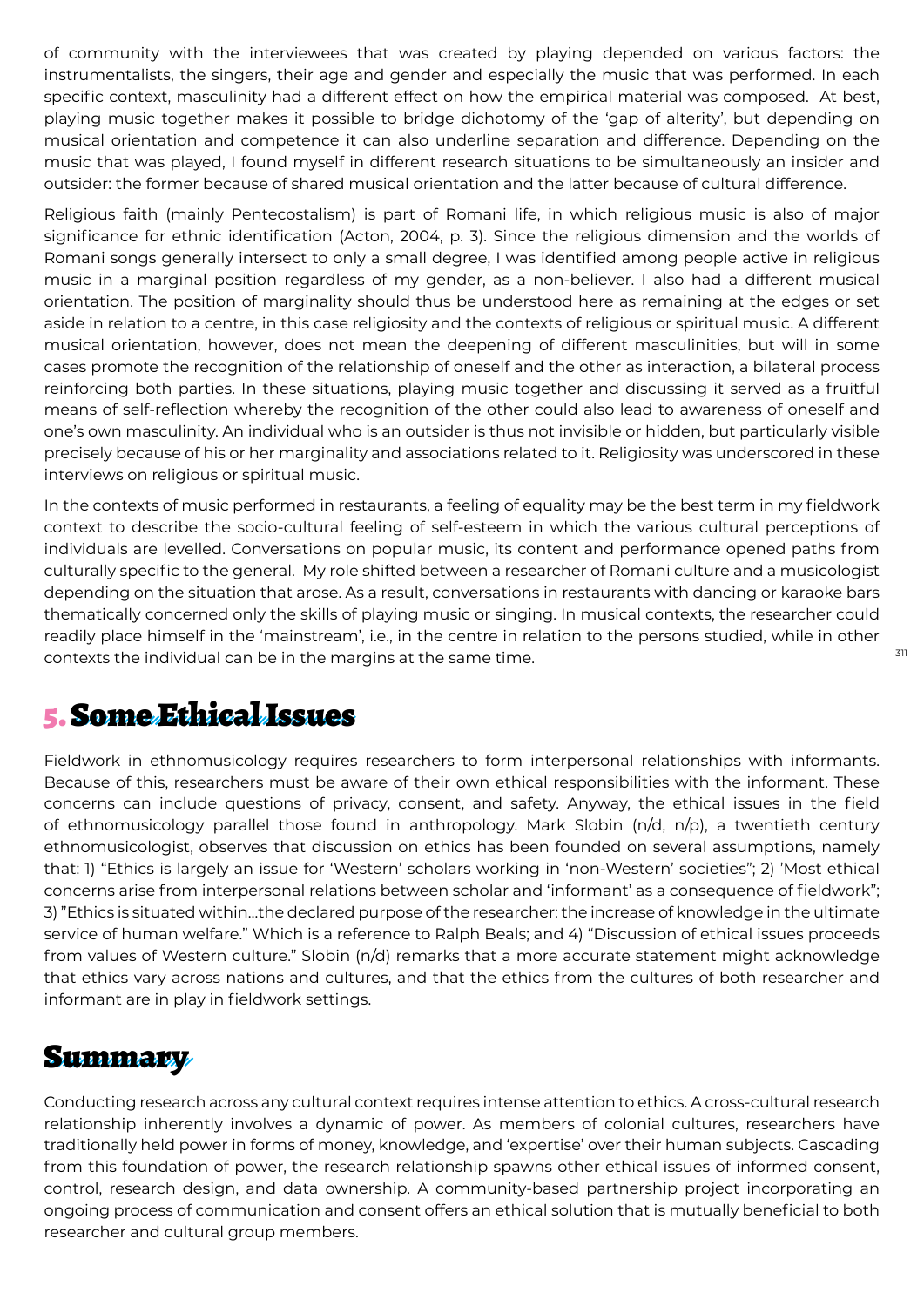of community with the interviewees that was created by playing depended on various factors: the instrumentalists, the singers, their age and gender and especially the music that was performed. In each specific context, masculinity had a different effect on how the empirical material was composed. At best, playing music together makes it possible to bridge dichotomy of the 'gap of alterity', but depending on musical orientation and competence it can also underline separation and difference. Depending on the music that was played, I found myself in different research situations to be simultaneously an insider and outsider: the former because of shared musical orientation and the latter because of cultural difference.

Religious faith (mainly Pentecostalism) is part of Romani life, in which religious music is also of major significance for ethnic identification (Acton, 2004, p. 3). Since the religious dimension and the worlds of Romani songs generally intersect to only a small degree, I was identified among people active in religious music in a marginal position regardless of my gender, as a non-believer. I also had a different musical orientation. The position of marginality should thus be understood here as remaining at the edges or set aside in relation to a centre, in this case religiosity and the contexts of religious or spiritual music. A different musical orientation, however, does not mean the deepening of different masculinities, but will in some cases promote the recognition of the relationship of oneself and the other as interaction, a bilateral process reinforcing both parties. In these situations, playing music together and discussing it served as a fruitful means of self-reflection whereby the recognition of the other could also lead to awareness of oneself and one's own masculinity. An individual who is an outsider is thus not invisible or hidden, but particularly visible precisely because of his or her marginality and associations related to it. Religiosity was underscored in these interviews on religious or spiritual music.

In the contexts of music performed in restaurants, a feeling of equality may be the best term in my fieldwork context to describe the socio-cultural feeling of self-esteem in which the various cultural perceptions of individuals are levelled. Conversations on popular music, its content and performance opened paths from culturally specific to the general. My role shifted between a researcher of Romani culture and a musicologist depending on the situation that arose. As a result, conversations in restaurants with dancing or karaoke bars thematically concerned only the skills of playing music or singing. In musical contexts, the researcher could readily place himself in the 'mainstream', i.e., in the centre in relation to the persons studied, while in other contexts the individual can be in the margins at the same time.

## 5. Some Ethical Issues

Fieldwork in ethnomusicology requires researchers to form interpersonal relationships with informants. Because of this, researchers must be aware of their own ethical responsibilities with the informant. These concerns can include questions of privacy, consent, and safety. Anyway, the ethical issues in the field of ethnomusicology parallel those found in anthropology. Mark Slobin (n/d, n/p), a twentieth century ethnomusicologist, observes that discussion on ethics has been founded on several assumptions, namely that: 1) "Ethics is largely an issue for 'Western' scholars working in 'non-Western' societies"; 2) 'Most ethical concerns arise from interpersonal relations between scholar and 'informant' as a consequence of fieldwork"; 3) "Ethics is situated within...the declared purpose of the researcher: the increase of knowledge in the ultimate service of human welfare." Which is a reference to Ralph Beals; and 4) "Discussion of ethical issues proceeds from values of Western culture." Slobin (n/d) remarks that a more accurate statement might acknowledge that ethics vary across nations and cultures, and that the ethics from the cultures of both researcher and informant are in play in fieldwork settings.

## Summary

Conducting research across any cultural context requires intense attention to ethics. A cross-cultural research relationship inherently involves a dynamic of power. As members of colonial cultures, researchers have traditionally held power in forms of money, knowledge, and 'expertise' over their human subjects. Cascading from this foundation of power, the research relationship spawns other ethical issues of informed consent, control, research design, and data ownership. A community-based partnership project incorporating an ongoing process of communication and consent offers an ethical solution that is mutually beneficial to both researcher and cultural group members.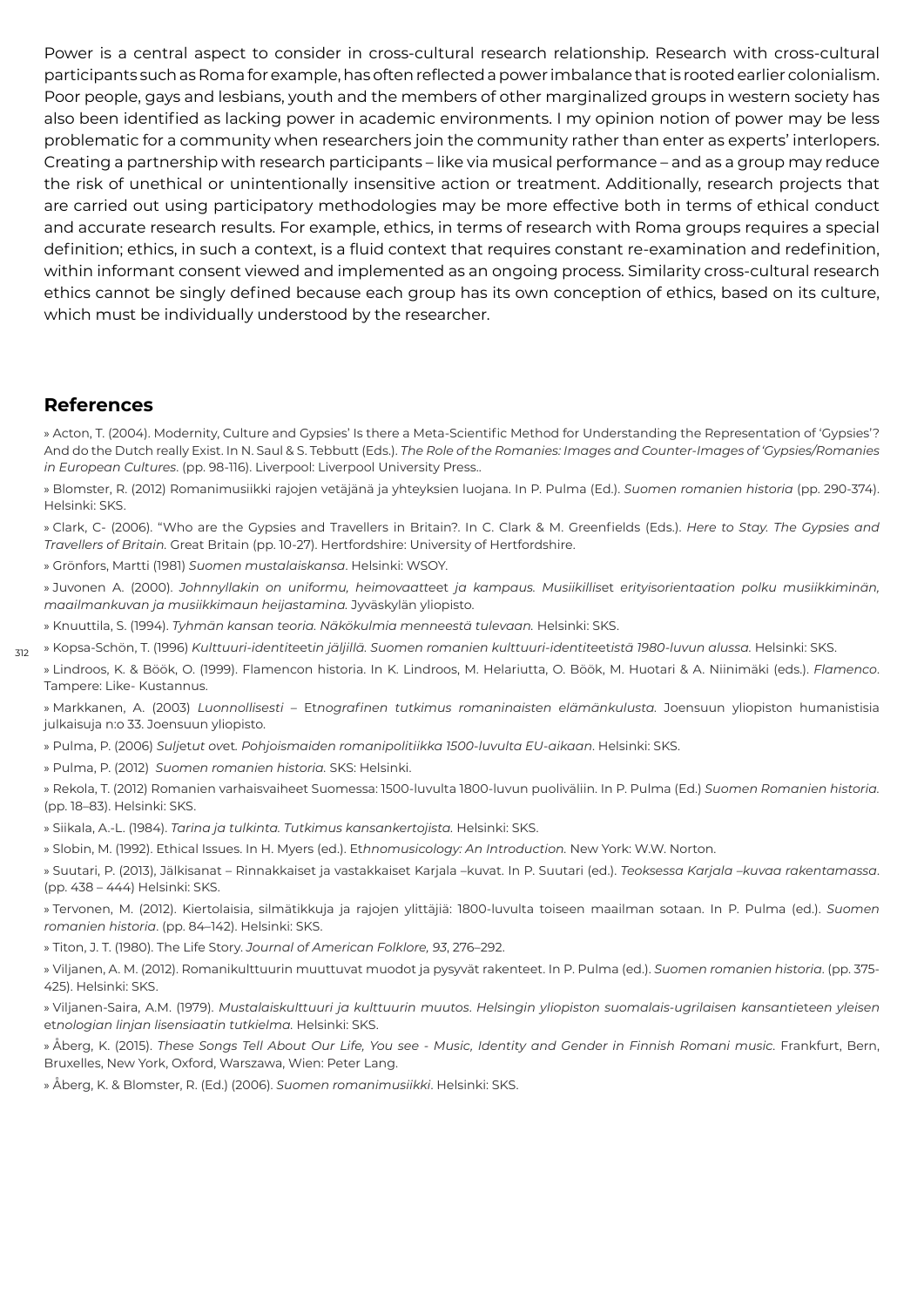Power is a central aspect to consider in cross-cultural research relationship. Research with cross-cultural participants such as Roma for example, has often reflected a power imbalance that is rooted earlier colonialism. Poor people, gays and lesbians, youth and the members of other marginalized groups in western society has also been identified as lacking power in academic environments. I my opinion notion of power may be less problematic for a community when researchers join the community rather than enter as experts' interlopers. Creating a partnership with research participants – like via musical performance – and as a group may reduce the risk of unethical or unintentionally insensitive action or treatment. Additionally, research projects that are carried out using participatory methodologies may be more effective both in terms of ethical conduct and accurate research results. For example, ethics, in terms of research with Roma groups requires a special definition; ethics, in such a context, is a fluid context that requires constant re-examination and redefinition, within informant consent viewed and implemented as an ongoing process. Similarity cross-cultural research ethics cannot be singly defined because each group has its own conception of ethics, based on its culture, which must be individually understood by the researcher.

## References

» Acton, T. (2004). Modernity, Culture and Gypsies' Is there a Meta-Scientific Method for Understanding the Representation of 'Gypsies'? And do the Dutch really Exist. In N. Saul & S. Tebbutt (Eds.). *The Role of the Romanies: Images and Counter-Images of 'Gypsies/Romanies in European Cultures*. (pp. 98-116). Liverpool: Liverpool University Press..

» Blomster, R. (2012) Romanimusiikki rajojen vetäjänä ja yhteyksien luojana. In P. Pulma (Ed.). *Suomen romanien historia* (pp. 290-374). Helsinki: SKS.

» Clark, C- (2006). "Who are the Gypsies and Travellers in Britain?. In C. Clark & M. Greenfields (Eds.). *Here to Stay. The Gypsies and Travellers of Britain*. Great Britain (pp. 10-27). Hertfordshire: University of Hertfordshire.

» Grönfors, Martti (1981) *Suomen mustalaiskansa*. Helsinki: WSOY.

» Juvonen A. (2000). *Johnnyllakin on uniformu, heimovaatteet ja kampaus. Musiikilliset erityisorientaation polku musiikkiminän, maailmankuvan ja musiikkimaun heijastamina.* Jyväskylän yliopisto.

» Knuuttila, S. (1994). *Tyhmän kansan teoria. Näkökulmia menneestä tulevaan.* Helsinki: SKS.

» Kopsa-Schön, T. (1996) *Kulttuuri-identiteetin jäljillä. Suomen romanien kulttuuri-identiteetistä 1980-luvun alussa.* Helsinki: SKS.

» Lindroos, K. & Böök, O. (1999). Flamencon historia. In K. Lindroos, M. Helariutta, O. Böök, M. Huotari & A. Niinimäki (eds.). *Flamenco*. Tampere: Like- Kustannus.

» Markkanen, A. (2003) *Luonnollisesti – Etnografinen tutkimus romaninaisten elämänkulusta.* Joensuun yliopiston humanistisia julkaisuja n:o 33. Joensuun yliopisto.

» Pulma, P. (2006) *Suljetut ovet. Pohjoismaiden romanipolitiikka 1500-luvulta EU-aikaan*. Helsinki: SKS.

» Pulma, P. (2012) *Suomen romanien historia.* SKS: Helsinki.

» Rekola, T. (2012) Romanien varhaisvaiheet Suomessa: 1500-luvulta 1800-luvun puoliväliin. In P. Pulma (Ed.) *Suomen Romanien historia.* (pp. 18–83). Helsinki: SKS.

» Siikala, A.-L. (1984). *Tarina ja tulkinta. Tutkimus kansankertojista.* Helsinki: SKS.

» Slobin, M. (1992). Ethical Issues. In H. Myers (ed.). *Ethnomusicology: An Introduction.* New York: W.W. Norton.

» Suutari, P. (2013), Jälkisanat – Rinnakkaiset ja vastakkaiset Karjala –kuvat. In P. Suutari (ed.). *Teoksessa Karjala –kuvaa rakentamassa*. (pp. 438 – 444) Helsinki: SKS.

» Tervonen, M. (2012). Kiertolaisia, silmätikkuja ja rajojen ylittäjiä: 1800-luvulta toiseen maailman sotaan. In P. Pulma (ed.). *Suomen romanien historia*. (pp. 84–142). Helsinki: SKS.

» Titon, J. T. (1980). The Life Story. *Journal of American Folklore, 93*, 276–292.

» Viljanen, A. M. (2012). Romanikulttuurin muuttuvat muodot ja pysyvät rakenteet. In P. Pulma (ed.). *Suomen romanien historia*. (pp. 375-425). Helsinki: SKS.

» Viljanen-Saira, A.M. (1979). *Mustalaiskulttuuri ja kulttuurin muutos. Helsingin yliopiston suomalais-ugrilaisen kansantieteen yleisen etnologian linjan lisensiaatin tutkielma.* Helsinki: SKS.

» Åberg, K. (2015). *These Songs Tell About Our Life, You see - Music, Identity and Gender in Finnish Romani music*. Frankfurt, Bern, Bruxelles, New York, Oxford, Warszawa, Wien: Peter Lang.

» Åberg, K. & Blomster, R. (Ed.) (2006). *Suomen romanimusiikki*. Helsinki: SKS.